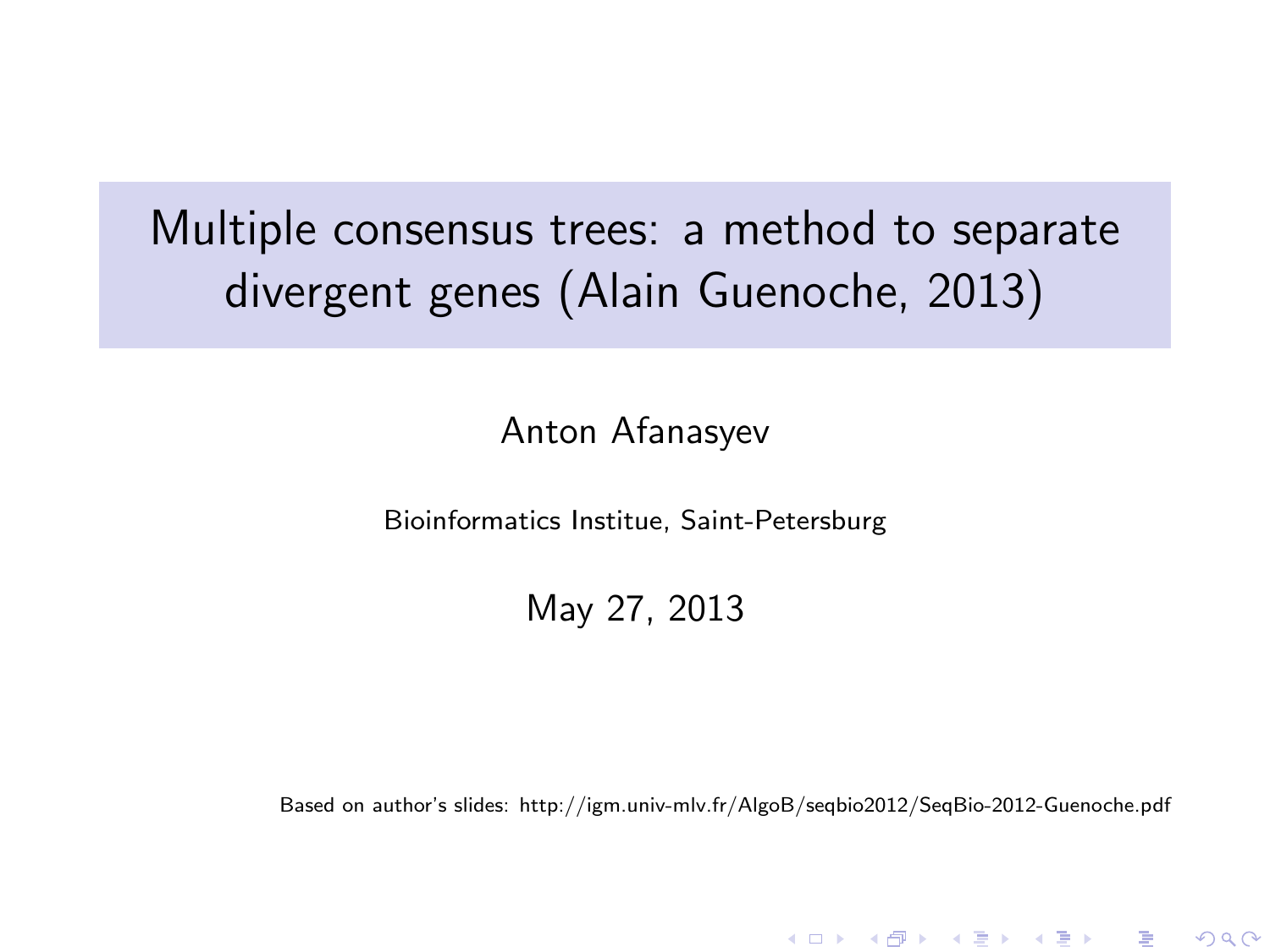# Multiple consensus trees: a method to separate divergent genes (Alain Guenoche, 2013)

Anton Afanasyev

Bioinformatics Institue, Saint-Petersburg

May 27, 2013

Based on author's slides: http://igm.univ-mlv.fr/AlgoB/seqbio2012/SeqBio-2012-Guenoche.pdf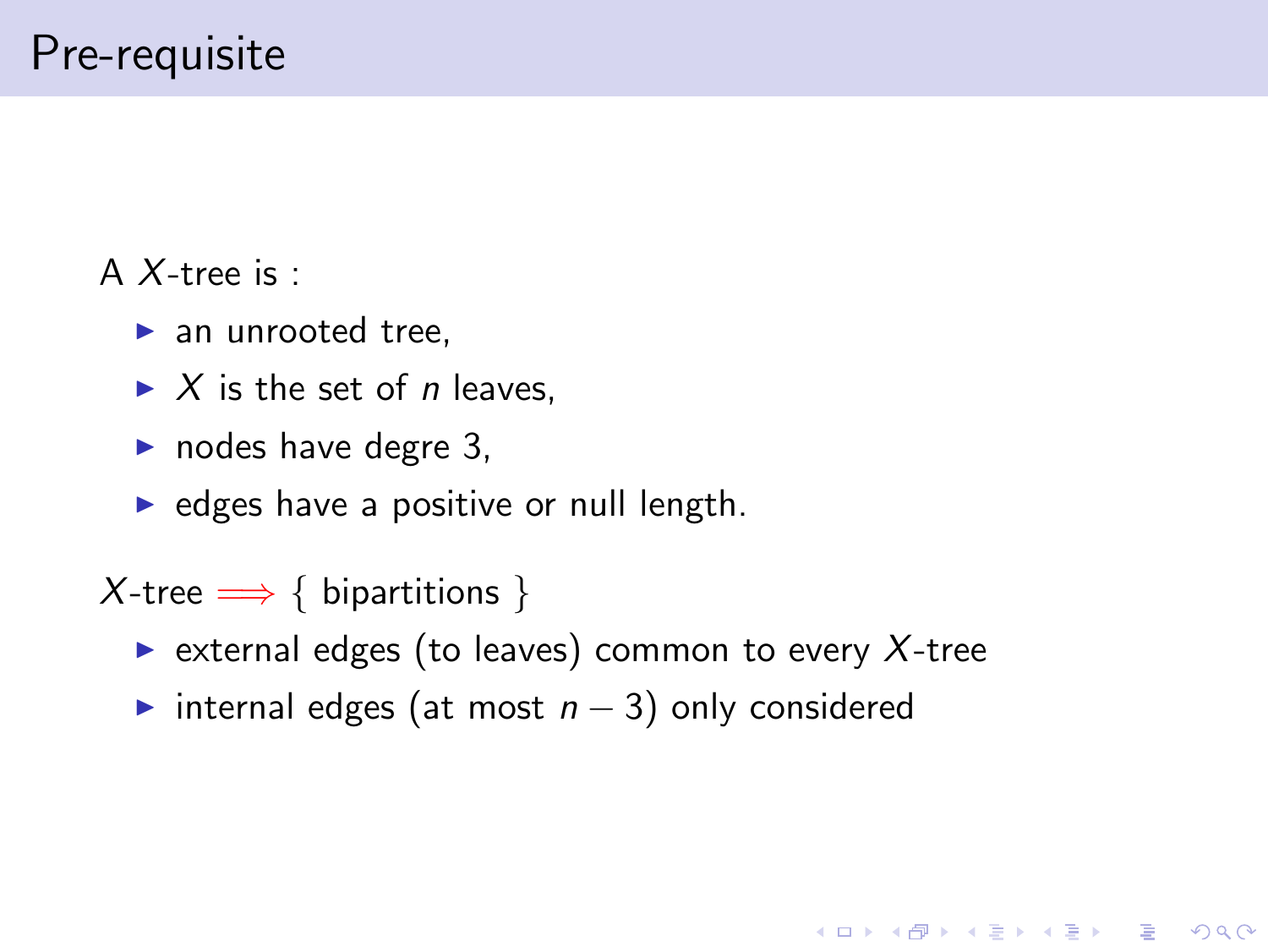# Pre-requisite

A $X$-tree is :

- an unrooted tree,
- $X$ is the set of $n$ leaves,
- nodes have degree 3,
- edges have a positive or null length.

$X$-tree $\Longrightarrow$ { bipartitions }

- external edges (to leaves) common to every $X$-tree
- internal edges (at most $n-3$) only considered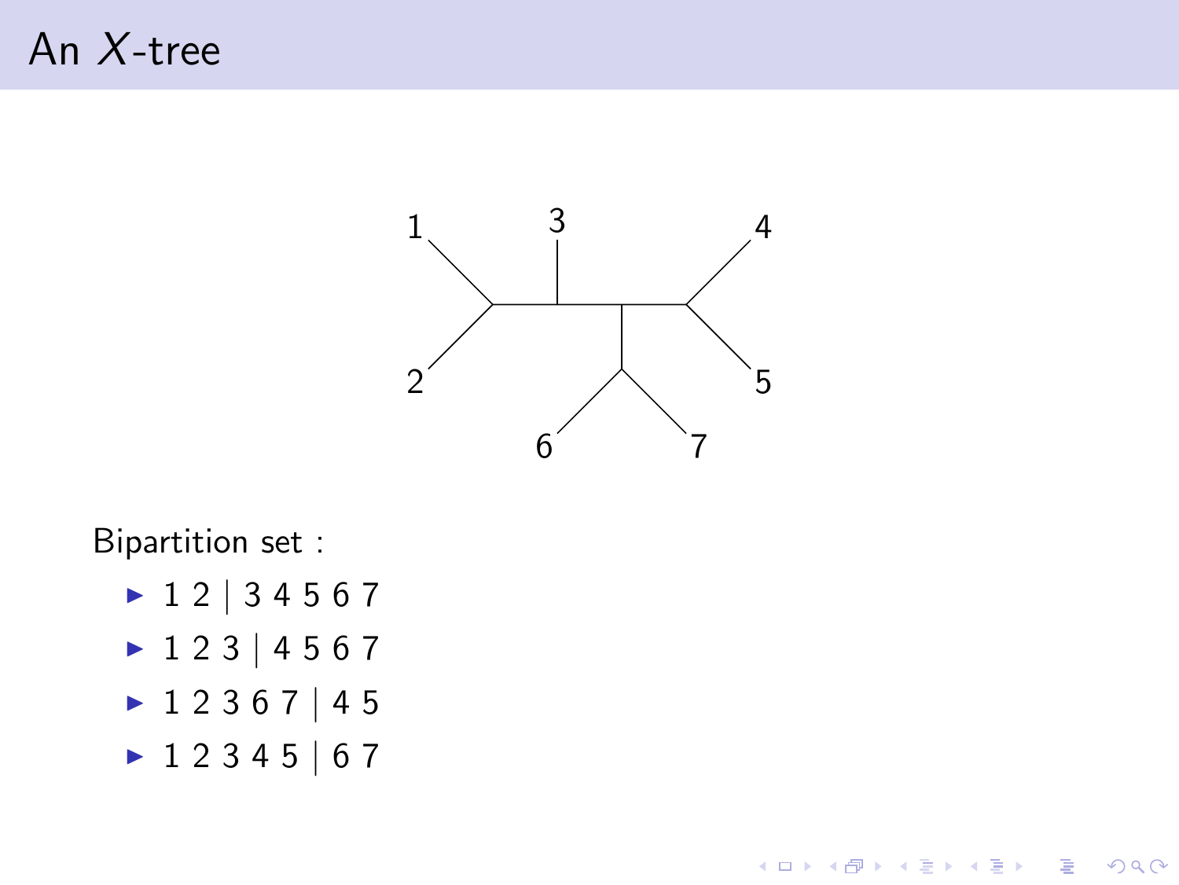# An $X$-tree

Bipartition set :

- 1 2 | 3 4 5 6 7
- 1 2 3 | 4 5 6 7
- 1 2 3 6 7 | 4 5
- 1 2 3 4 5 | 6 7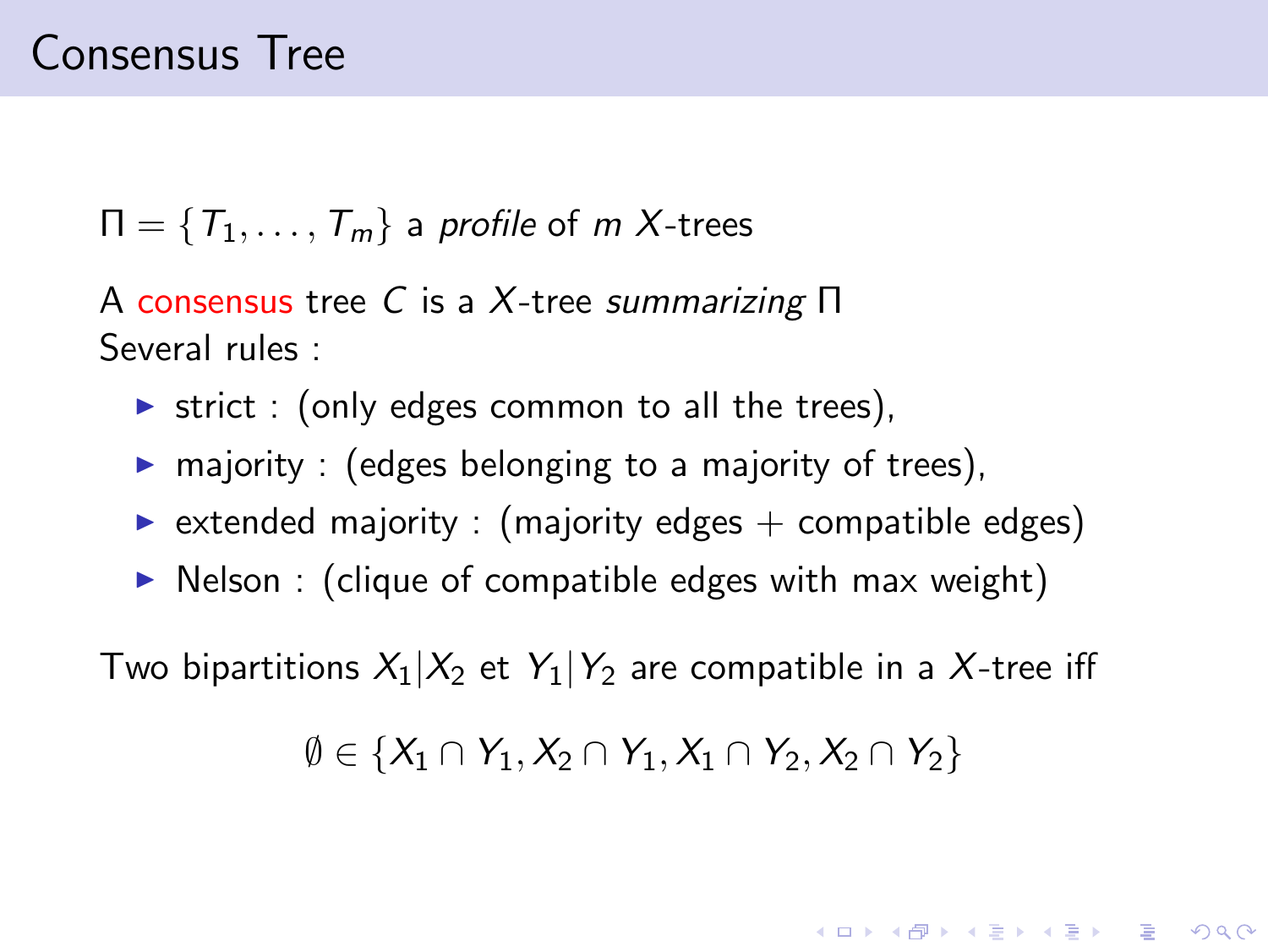# Consensus Tree

$\Pi = \{T_1, \ldots, T_m\}$ a *profile* of $m$ $X$-trees

A consensus tree $C$ is a $X$-tree *summarizing* $\Pi$
Several rules :

- strict : (only edges common to all the trees),
- majority : (edges belonging to a majority of trees),
- extended majority : (majority edges + compatible edges)
- Nelson : (clique of compatible edges with max weight)

Two bipartitions $X_1|X_2$ et $Y_1|Y_2$ are compatible in a $X$-tree iff

$$\emptyset \in \{X_1 \cap Y_1, X_2 \cap Y_1, X_1 \cap Y_2, X_2 \cap Y_2\}$$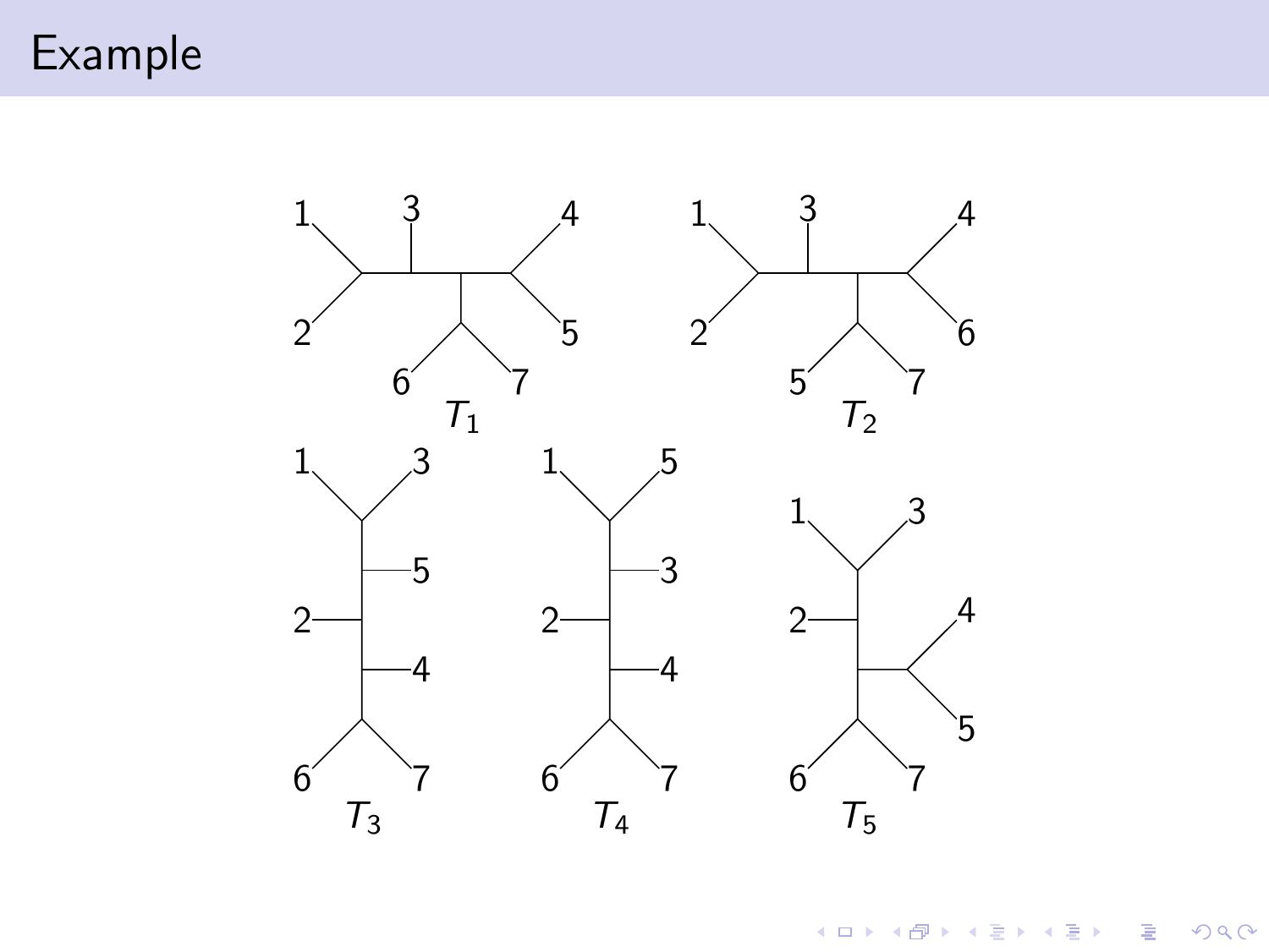# Example

1 3 4
2 5
6 7
$T_1$

1 3 4
2 6
5 7
$T_2$

1 3
5
2
4
6 7
$T_3$

1 5
3
2
4
6 7
$T_4$

1 3
2
4
5
6 7
$T_5$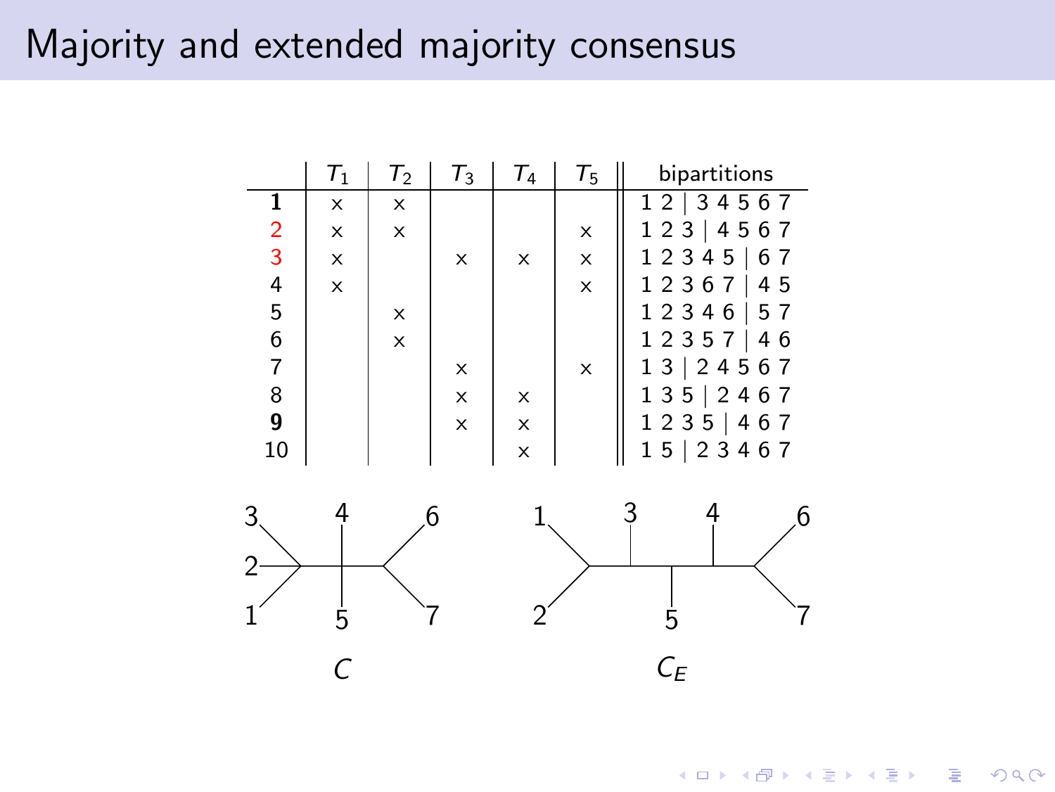# Majority and extended majority consensus

| | $T_1$ | $T_2$ | $T_3$ | $T_4$ | $T_5$ | bipartitions |
|---|---|---|---|---|---|---|
| **1** | × | × | | | | 1 2 \| 3 4 5 6 7 |
| 2 | × | × | | | × | 1 2 3 \| 4 5 6 7 |
| 3 | × | | × | × | × | 1 2 3 4 5 \| 6 7 |
| 4 | × | | | | × | 1 2 3 6 7 \| 4 5 |
| 5 | | × | | | | 1 2 3 4 6 \| 5 7 |
| 6 | | × | | | | 1 2 3 5 7 \| 4 6 |
| 7 | | | × | | × | 1 3 \| 2 4 5 6 7 |
| 8 | | | × | × | | 1 3 5 \| 2 4 6 7 |
| **9** | | | × | × | | 1 2 3 5 \| 4 6 7 |
| 10 | | | | × | | 1 5 \| 2 3 4 6 7 |

3
2
1
4
5
6
7

$C$

1
2
3
5
4
6
7

$C_E$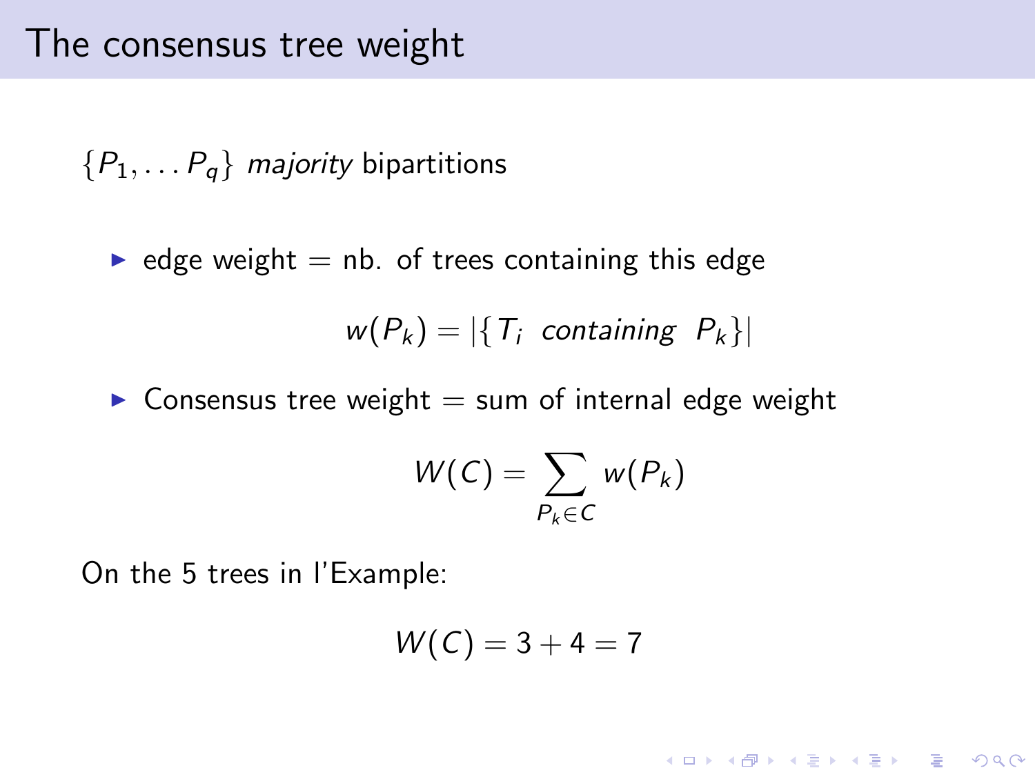# The consensus tree weight

$\{P_1, \ldots P_q\}$ *majority* bipartitions

- edge weight = nb. of trees containing this edge

$$w(P_k) = |\{T_i \ \ \textit{containing} \ \ P_k\}|$$

- Consensus tree weight = sum of internal edge weight

$$W(C) = \sum_{P_k \in C} w(P_k)$$

On the 5 trees in l'Example:

$$W(C) = 3 + 4 = 7$$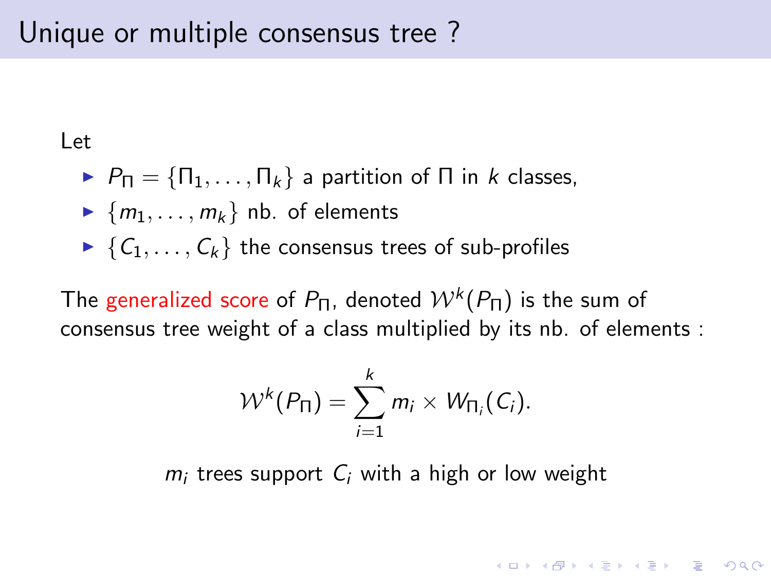# Unique or multiple consensus tree ?

Let

- $P_\Pi = \{\Pi_1, \ldots, \Pi_k\}$ a partition of $\Pi$ in $k$ classes,
- $\{m_1, \ldots, m_k\}$ nb. of elements
- $\{C_1, \ldots, C_k\}$ the consensus trees of sub-profiles

The generalized score of $P_\Pi$, denoted $\mathcal{W}^k(P_\Pi)$ is the sum of consensus tree weight of a class multiplied by its nb. of elements :

$$\mathcal{W}^k(P_\Pi) = \sum_{i=1}^{k} m_i \times W_{\Pi_i}(C_i).$$

$m_i$ trees support $C_i$ with a high or low weight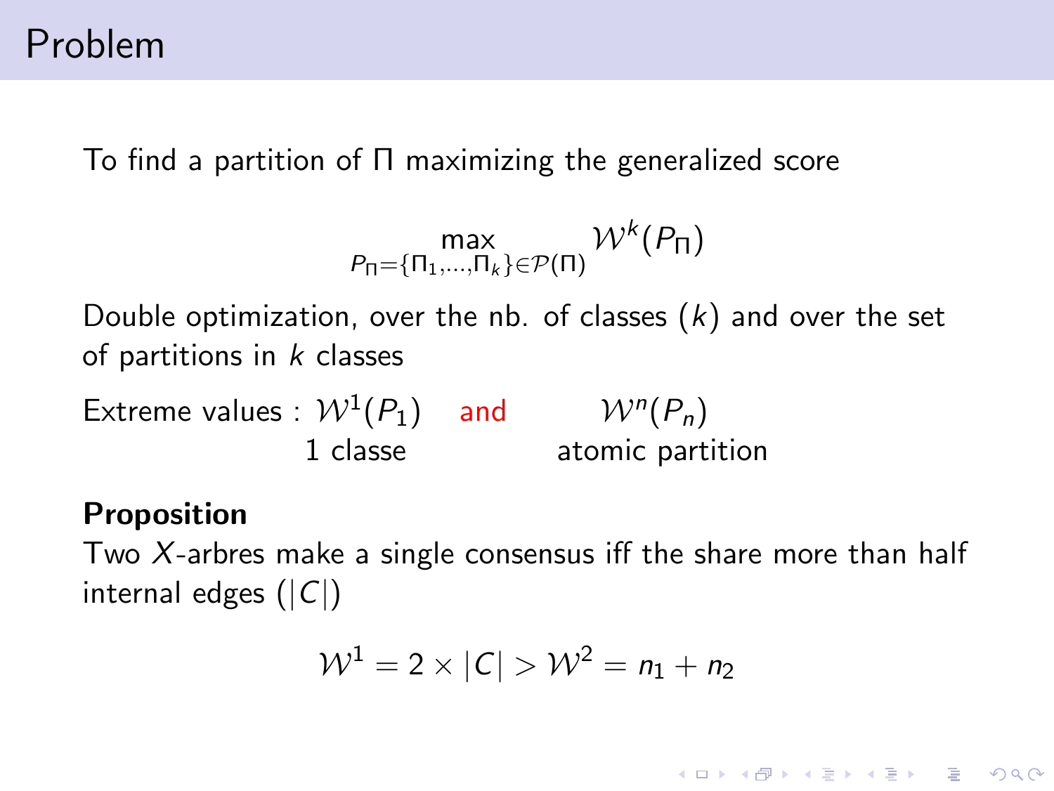# Problem

To find a partition of $\Pi$ maximizing the generalized score

$$\max_{P_\Pi = \{\Pi_1, \ldots, \Pi_k\} \in \mathcal{P}(\Pi)} \mathcal{W}^k(P_\Pi)$$

Double optimization, over the nb. of classes ($k$) and over the set of partitions in $k$ classes

Extreme values : $\mathcal{W}^1(P_1)$ and $\mathcal{W}^n(P_n)$

1 classe — atomic partition

**Proposition**

Two $X$-arbres make a single consensus iff the share more than half internal edges ($|C|$)

$$\mathcal{W}^1 = 2 \times |C| > \mathcal{W}^2 = n_1 + n_2$$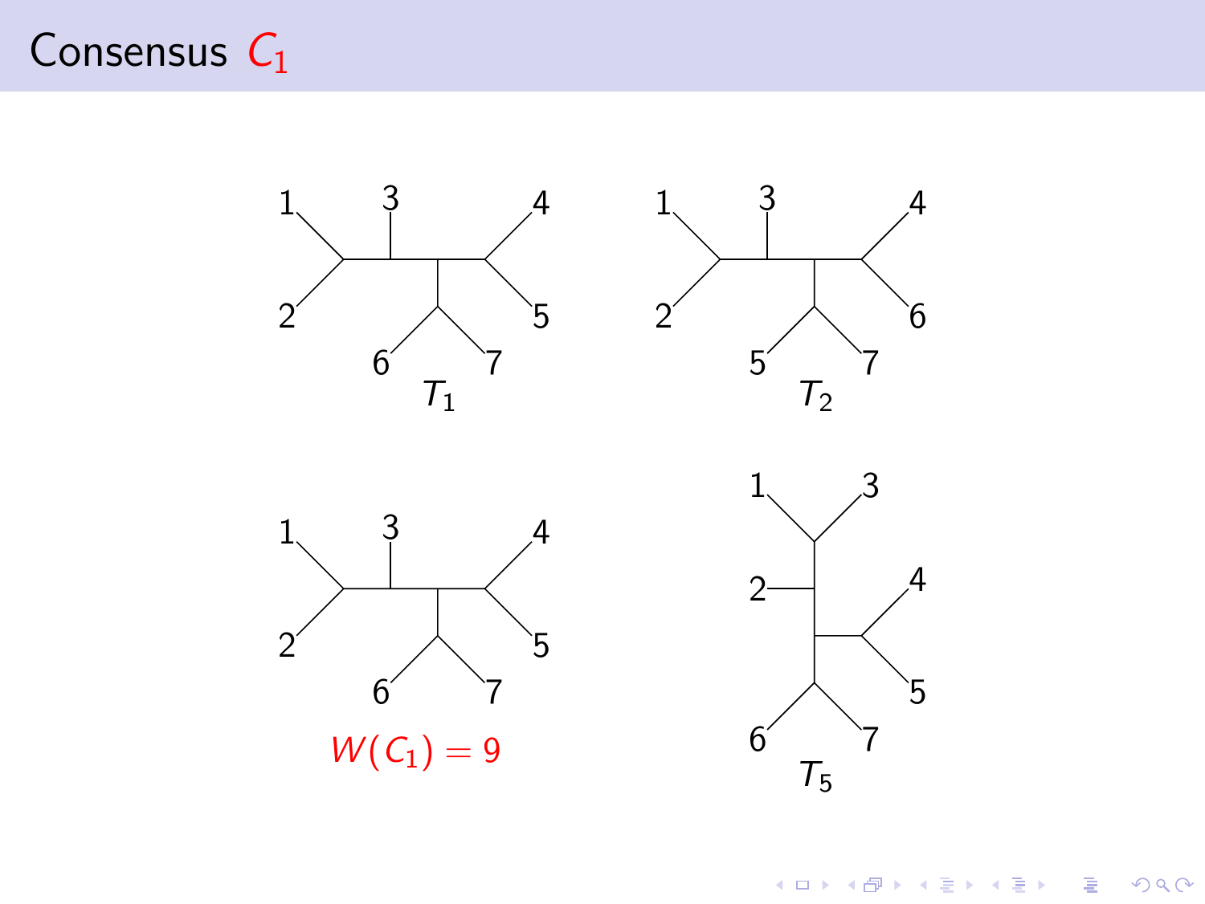# Consensus $C_1$

$T_1$

$T_2$

$W(C_1) = 9$

$T_5$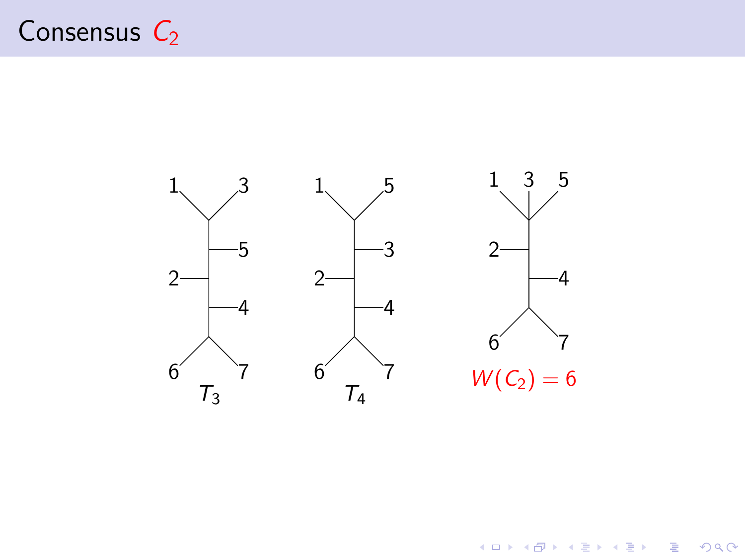# Consensus $C_2$

1 3

5

2

4

6 7

$T_3$

1 5

3

2

4

6 7

$T_4$

1 3 5

2

4

6 7

$W(C_2) = 6$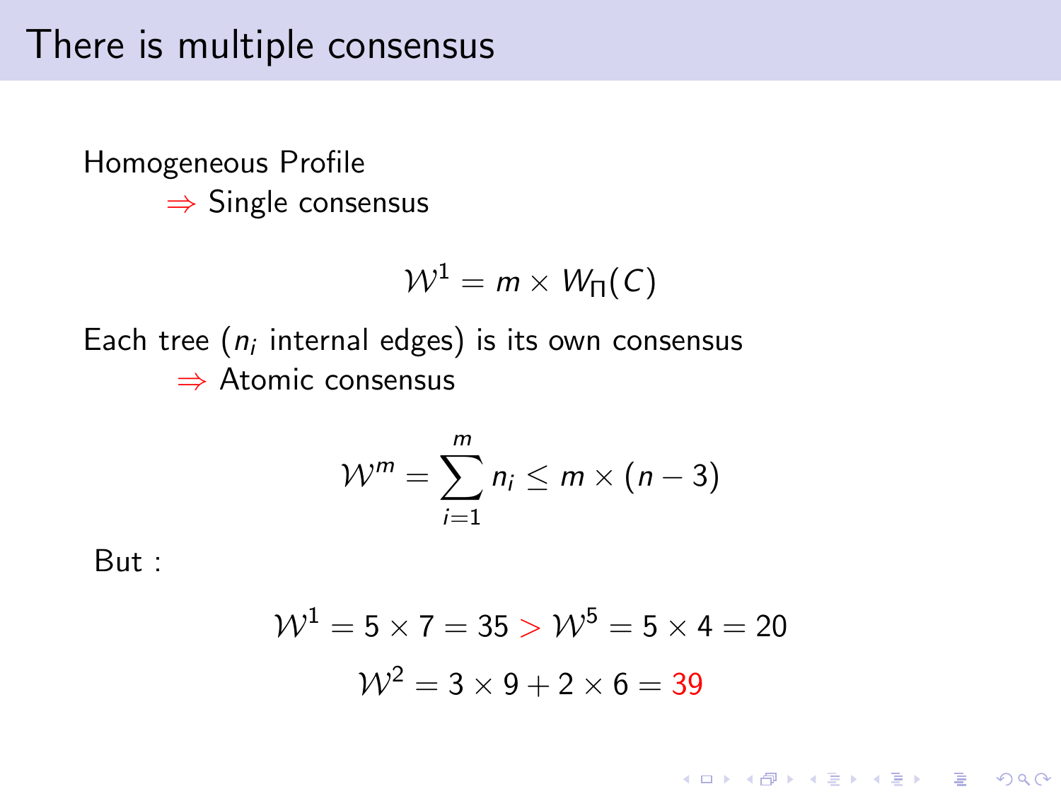# There is multiple consensus

Homogeneous Profile

$\Rightarrow$ Single consensus

$$\mathcal{W}^1 = m \times W_\Pi(C)$$

Each tree ($n_i$ internal edges) is its own consensus

$\Rightarrow$ Atomic consensus

$$\mathcal{W}^m = \sum_{i=1}^{m} n_i \leq m \times (n-3)$$

But :

$$\mathcal{W}^1 = 5 \times 7 = 35 > \mathcal{W}^5 = 5 \times 4 = 20$$

$$\mathcal{W}^2 = 3 \times 9 + 2 \times 6 = 39$$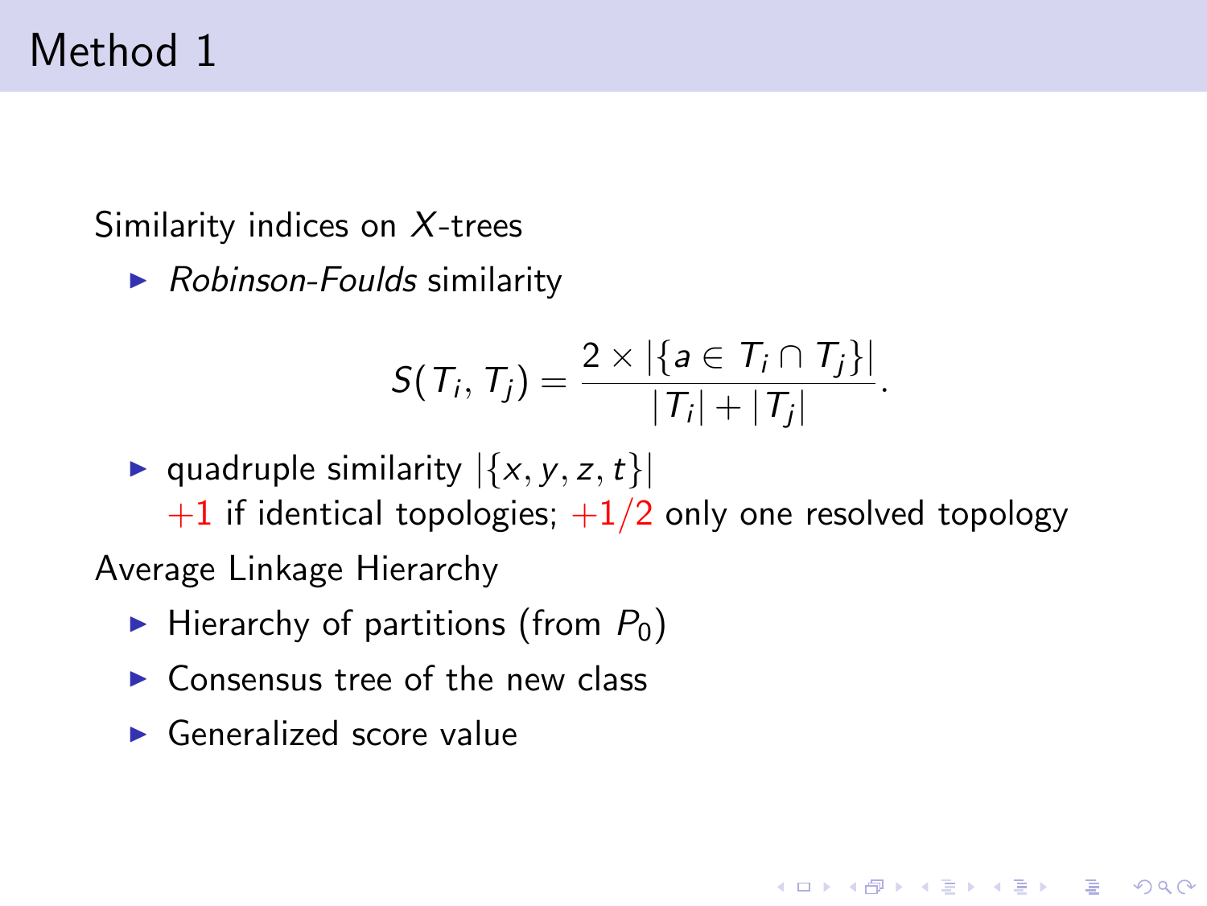# Method 1

Similarity indices on $X$-trees

- *Robinson-Foulds* similarity

$$S(T_i, T_j) = \frac{2 \times |\{a \in T_i \cap T_j\}|}{|T_i| + |T_j|}.$$

- quadruple similarity $|\{x, y, z, t\}|$
  $+1$ if identical topologies; $+1/2$ only one resolved topology

Average Linkage Hierarchy

- Hierarchy of partitions (from $P_0$)
- Consensus tree of the new class
- Generalized score value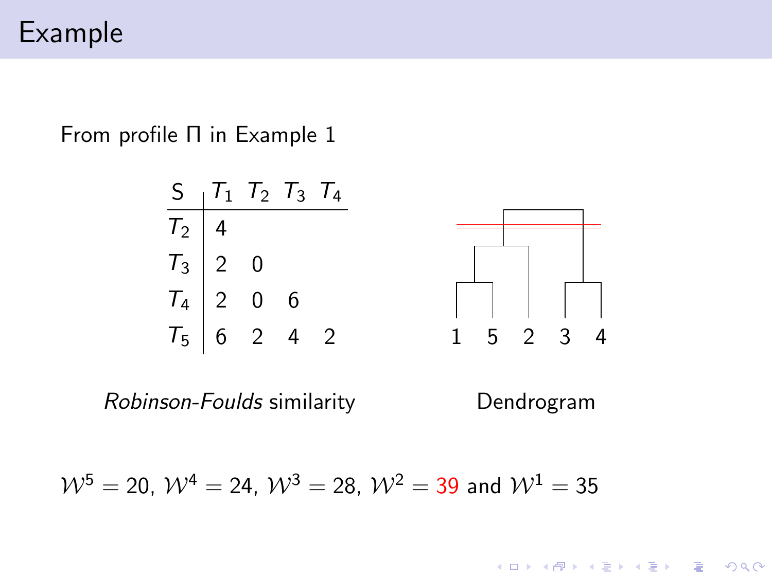# Example

From profile Π in Example 1

| S | $T_1$ | $T_2$ | $T_3$ | $T_4$ |
|---|---|---|---|---|
| $T_2$ | 4 | | | |
| $T_3$ | 2 | 0 | | |
| $T_4$ | 2 | 0 | 6 | |
| $T_5$ | 6 | 2 | 4 | 2 |

*Robinson-Foulds* similarity

1 5 2 3 4

Dendrogram

$\mathcal{W}^5 = 20$, $\mathcal{W}^4 = 24$, $\mathcal{W}^3 = 28$, $\mathcal{W}^2 = 39$ and $\mathcal{W}^1 = 35$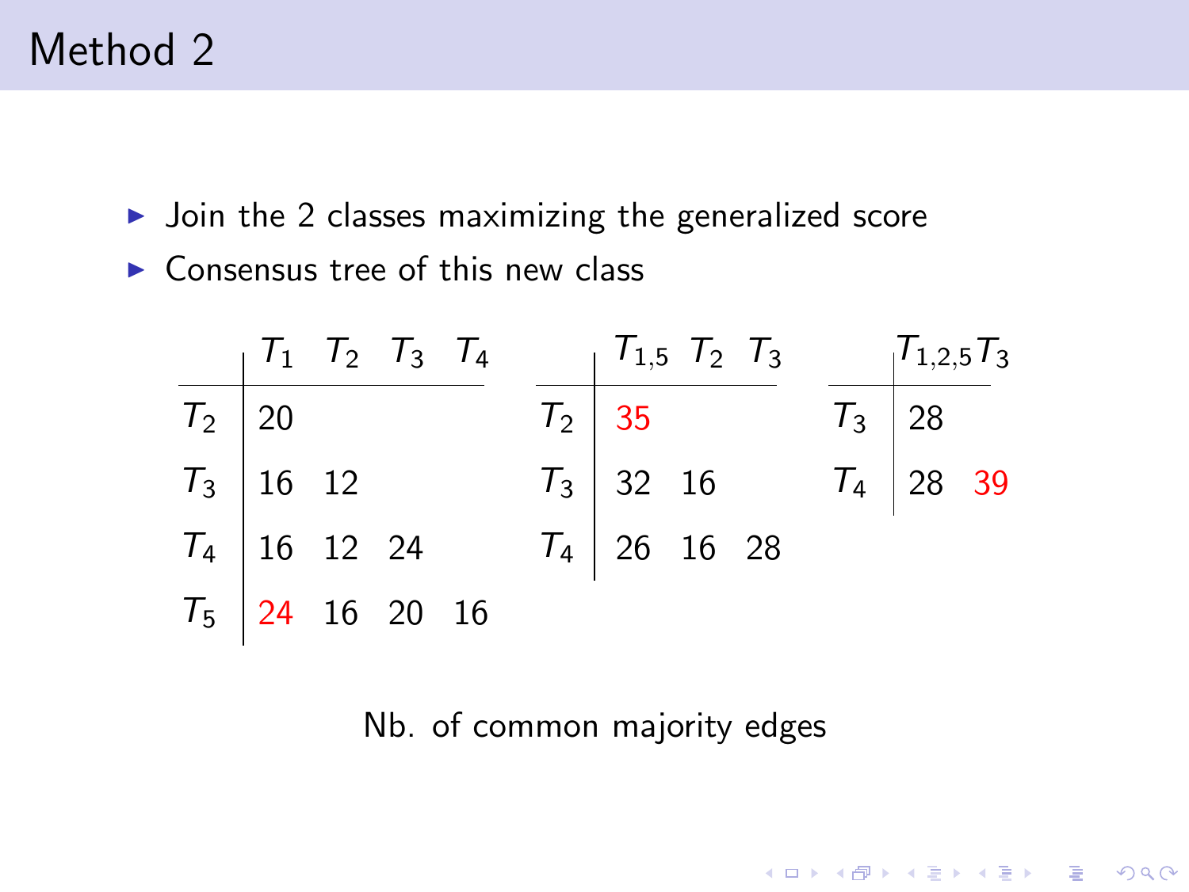# Method 2

- Join the 2 classes maximizing the generalized score
- Consensus tree of this new class

| | $T_1$ | $T_2$ | $T_3$ | $T_4$ |
|---|---|---|---|---|
| $T_2$ | 20 | | | |
| $T_3$ | 16 | 12 | | |
| $T_4$ | 16 | 12 | 24 | |
| $T_5$ | 24 | 16 | 20 | 16 |

| | $T_{1,5}$ | $T_2$ | $T_3$ |
|---|---|---|---|
| $T_2$ | 35 | | |
| $T_3$ | 32 | 16 | |
| $T_4$ | 26 | 16 | 28 |

| | $T_{1,2,5}$ | $T_3$ |
|---|---|---|
| $T_3$ | 28 | |
| $T_4$ | 28 | 39 |

Nb. of common majority edges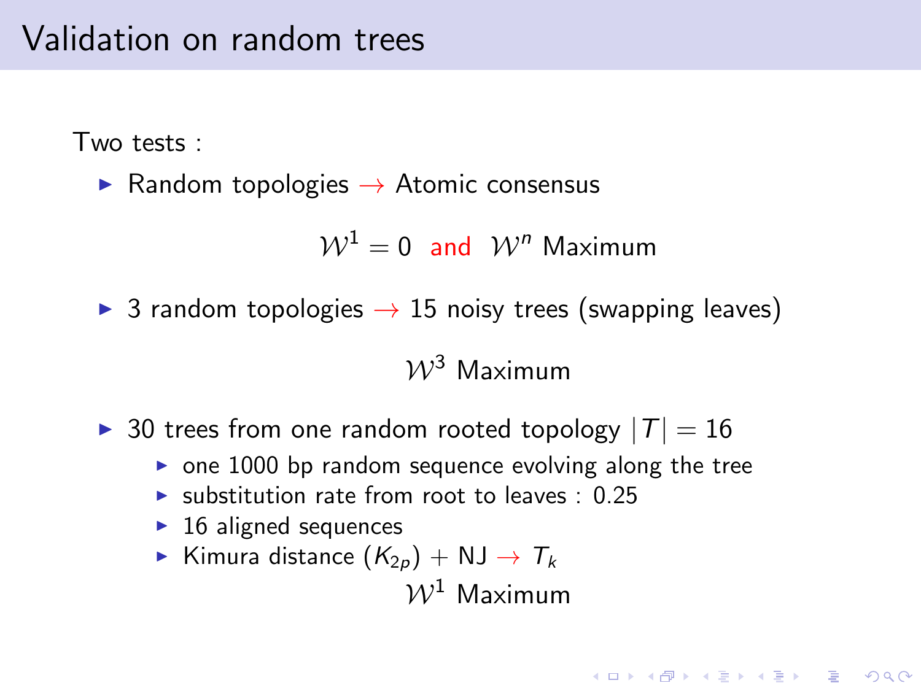# Validation on random trees

Two tests :

- Random topologies → Atomic consensus

$$\mathcal{W}^1 = 0 \ \ \text{and} \ \ \mathcal{W}^n \text{ Maximum}$$

- 3 random topologies → 15 noisy trees (swapping leaves)

$$\mathcal{W}^3 \text{ Maximum}$$

- 30 trees from one random rooted topology $|T| = 16$
  - one 1000 bp random sequence evolving along the tree
  - substitution rate from root to leaves : 0.25
  - 16 aligned sequences
  - Kimura distance ($K_{2p}$) + NJ → $T_k$

$$\mathcal{W}^1 \text{ Maximum}$$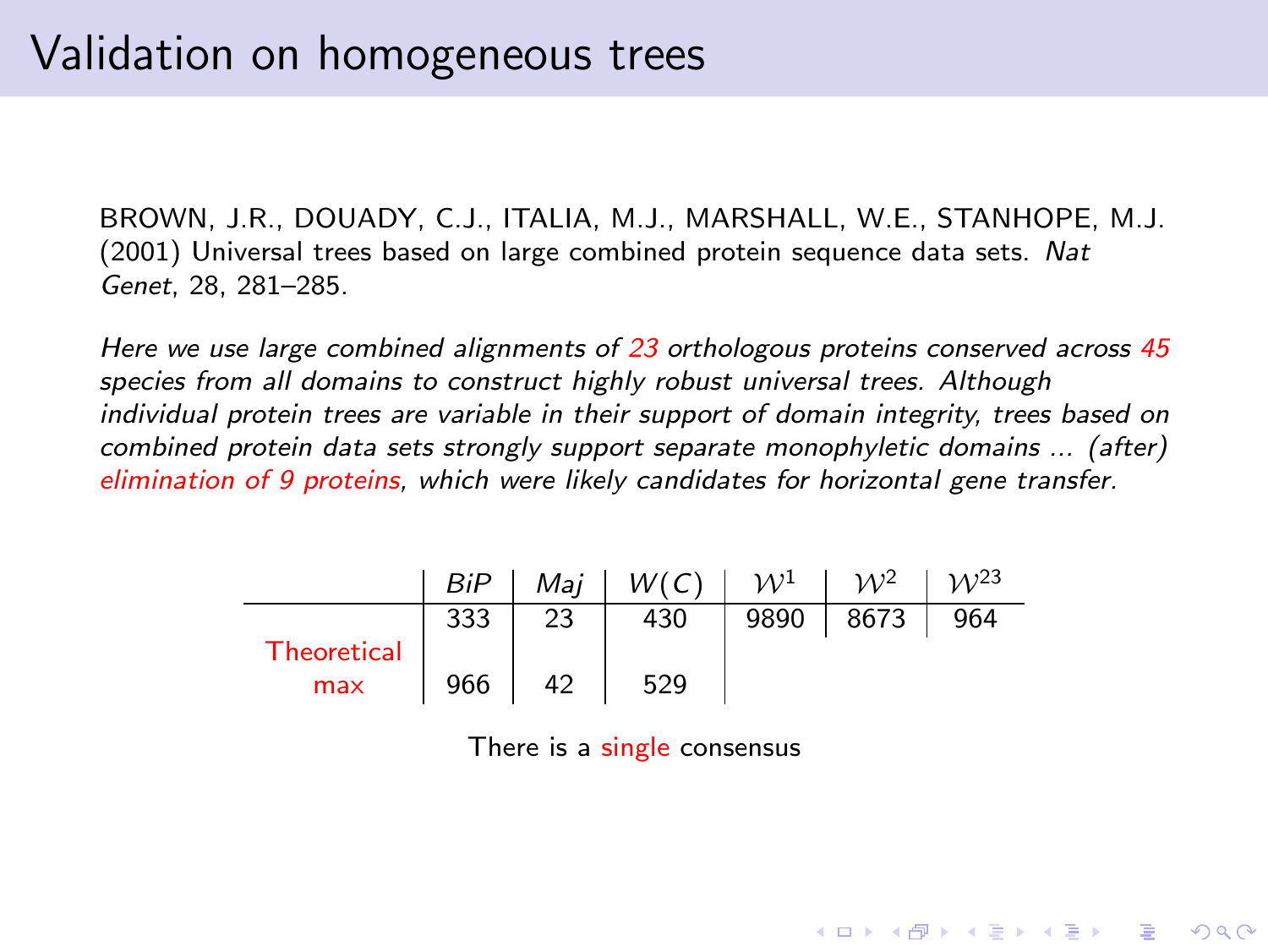# Validation on homogeneous trees

BROWN, J.R., DOUADY, C.J., ITALIA, M.J., MARSHALL, W.E., STANHOPE, M.J. (2001) Universal trees based on large combined protein sequence data sets. *Nat Genet*, 28, 281–285.

*Here we use large combined alignments of 23 orthologous proteins conserved across 45 species from all domains to construct highly robust universal trees. Although individual protein trees are variable in their support of domain integrity, trees based on combined protein data sets strongly support separate monophyletic domains ... (after) elimination of 9 proteins, which were likely candidates for horizontal gene transfer.*

| | *BiP* | *Maj* | $W(C)$ | $\mathcal{W}^1$ | $\mathcal{W}^2$ | $\mathcal{W}^{23}$ |
|---|---|---|---|---|---|---|
| | 333 | 23 | 430 | 9890 | 8673 | 964 |
| Theoretical max | 966 | 42 | 529 | | | |

There is a single consensus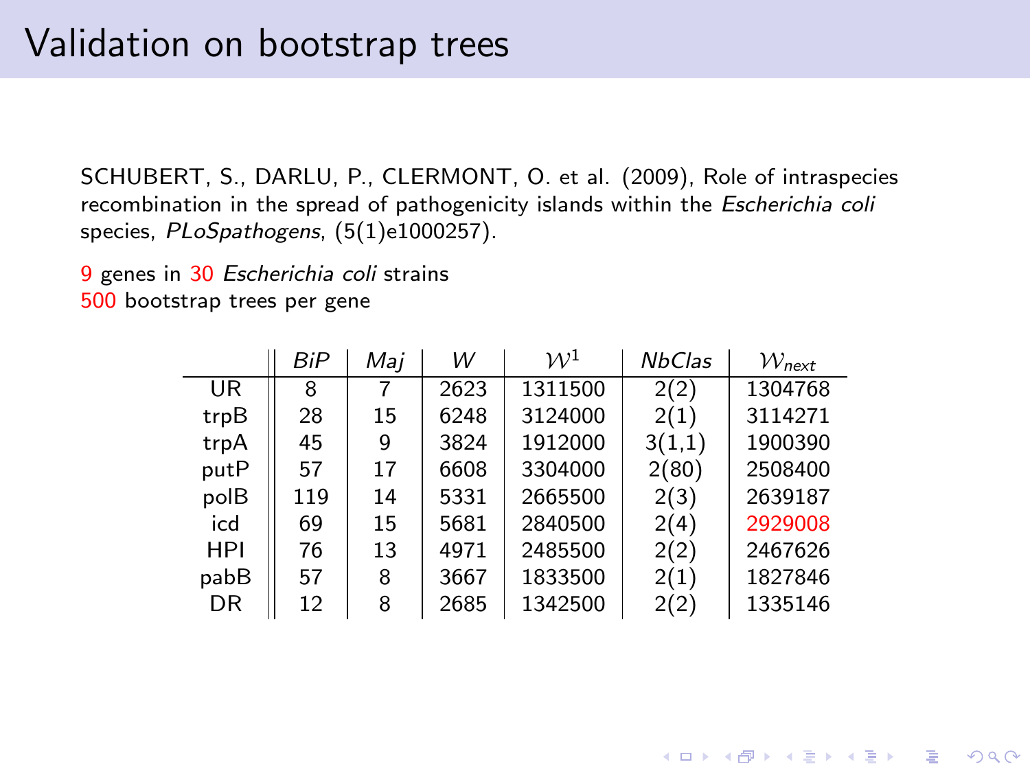# Validation on bootstrap trees

SCHUBERT, S., DARLU, P., CLERMONT, O. et al. (2009), Role of intraspecies recombination in the spread of pathogenicity islands within the *Escherichia coli* species, *PLoSpathogens*, (5(1)e1000257).

9 genes in 30 *Escherichia coli* strains
500 bootstrap trees per gene

| | *BiP* | *Maj* | *W* | $\mathcal{W}^1$ | *NbClas* | $\mathcal{W}_{next}$ |
|---|---|---|---|---|---|---|
| UR | 8 | 7 | 2623 | 1311500 | 2(2) | 1304768 |
| trpB | 28 | 15 | 6248 | 3124000 | 2(1) | 3114271 |
| trpA | 45 | 9 | 3824 | 1912000 | 3(1,1) | 1900390 |
| putP | 57 | 17 | 6608 | 3304000 | 2(80) | 2508400 |
| polB | 119 | 14 | 5331 | 2665500 | 2(3) | 2639187 |
| icd | 69 | 15 | 5681 | 2840500 | 2(4) | 2929008 |
| HPI | 76 | 13 | 4971 | 2485500 | 2(2) | 2467626 |
| pabB | 57 | 8 | 3667 | 1833500 | 2(1) | 1827846 |
| DR | 12 | 8 | 2685 | 1342500 | 2(2) | 1335146 |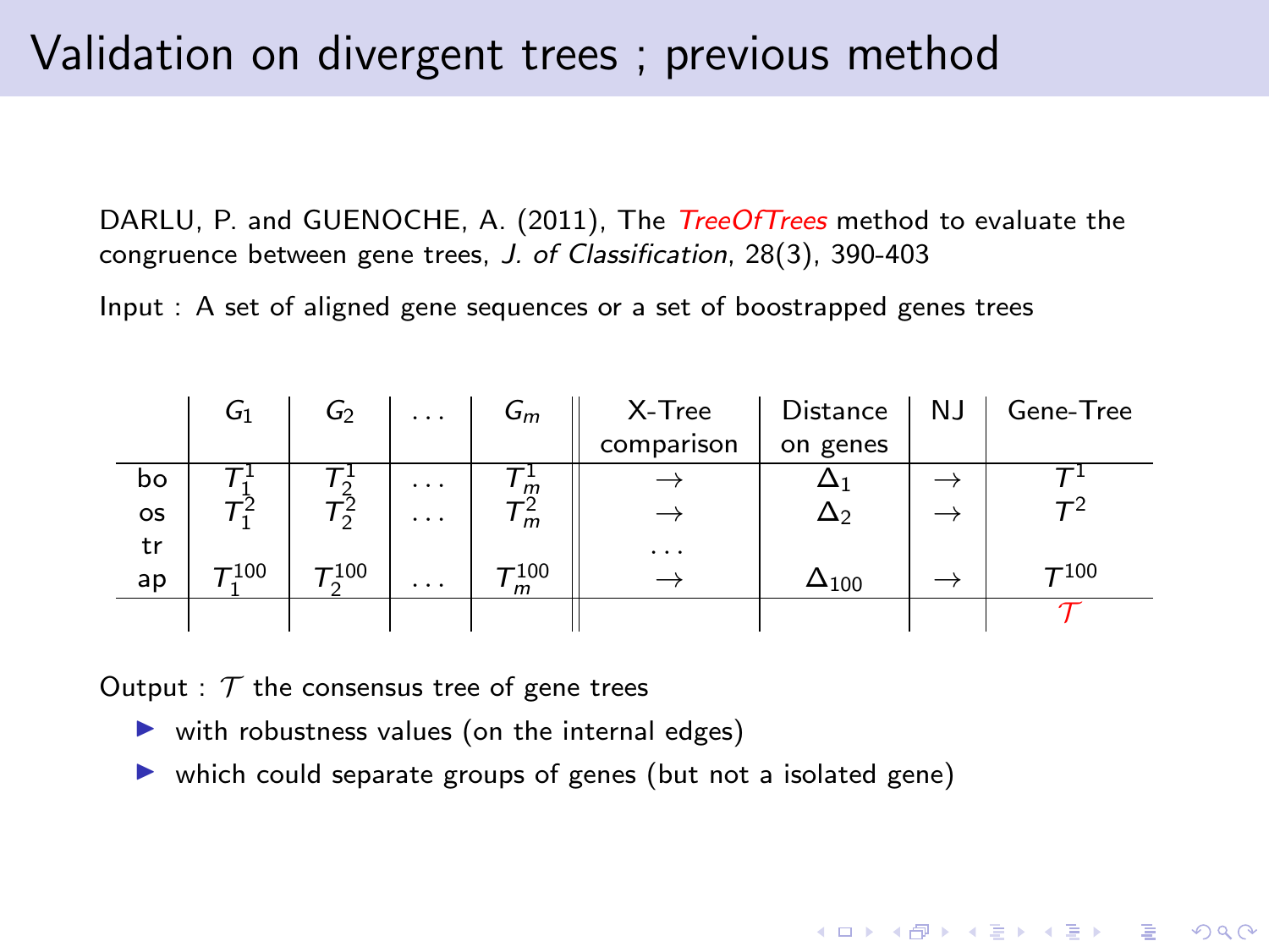# Validation on divergent trees ; previous method

DARLU, P. and GUENOCHE, A. (2011), The *TreeOfTrees* method to evaluate the congruence between gene trees, *J. of Classification*, 28(3), 390-403

Input : A set of aligned gene sequences or a set of boostrapped genes trees

| | $G_1$ | $G_2$ | ... | $G_m$ | X-Tree comparison | Distance on genes | NJ | Gene-Tree |
|---|---|---|---|---|---|---|---|---|
| bo | $T_1^1$ | $T_2^1$ | ... | $T_m^1$ | $\rightarrow$ | $\Delta_1$ | $\rightarrow$ | $T^1$ |
| os | $T_1^2$ | $T_2^2$ | ... | $T_m^2$ | $\rightarrow$ | $\Delta_2$ | $\rightarrow$ | $T^2$ |
| tr | | | | | ... | | | |
| ap | $T_1^{100}$ | $T_2^{100}$ | ... | $T_m^{100}$ | $\rightarrow$ | $\Delta_{100}$ | $\rightarrow$ | $T^{100}$ |
| | | | | | | | | $\mathcal{T}$ |

Output : $\mathcal{T}$ the consensus tree of gene trees

- with robustness values (on the internal edges)
- which could separate groups of genes (but not a isolated gene)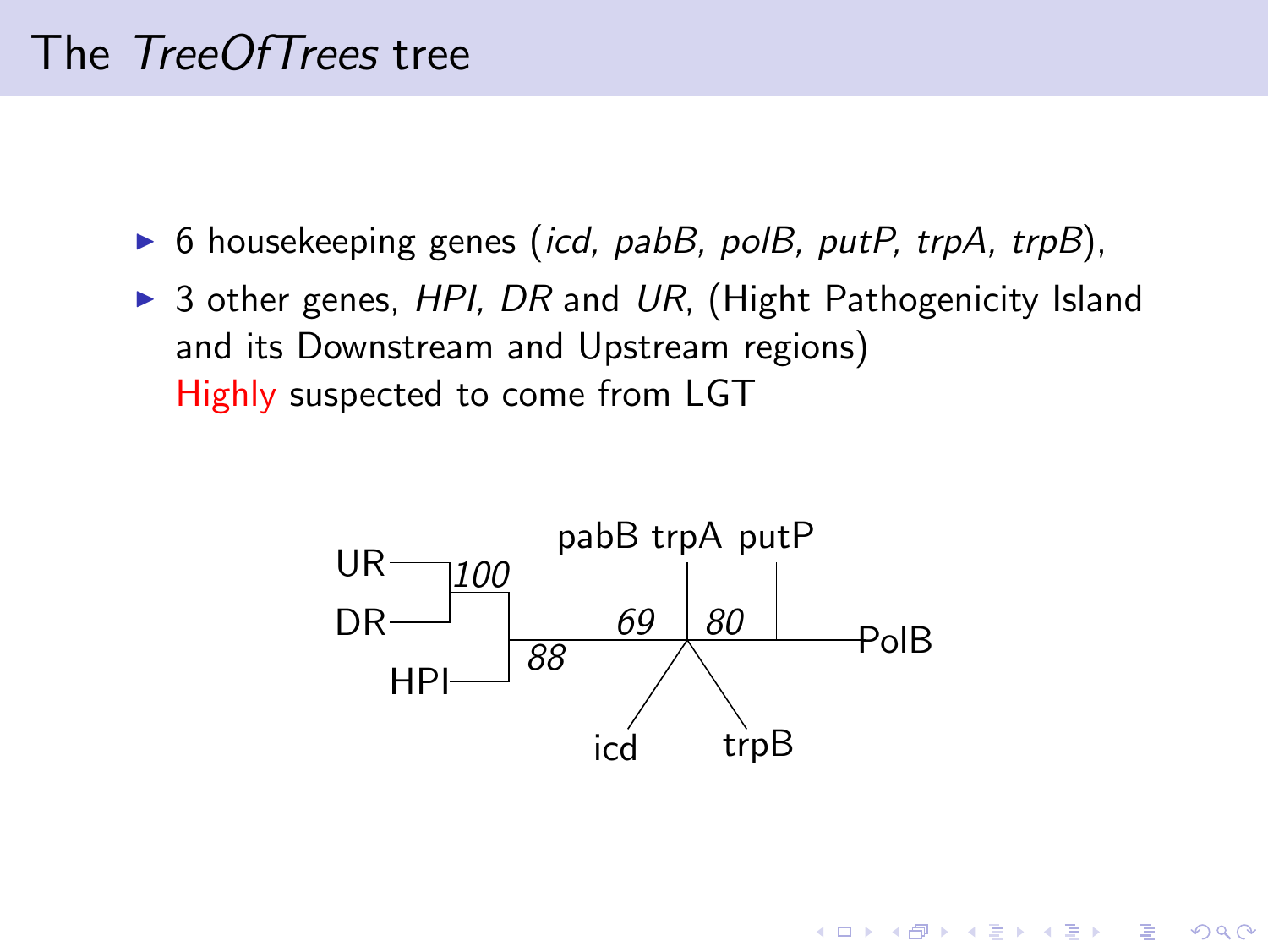# The *TreeOfTrees* tree

- 6 housekeeping genes (*icd, pabB, polB, putP, trpA, trpB*),
- 3 other genes, *HPI, DR* and *UR*, (Hight Pathogenicity Island and its Downstream and Upstream regions)
  Highly suspected to come from LGT

UR
DR
HPI
100
88
pabB trpA putP
69
80
PolB
icd
trpB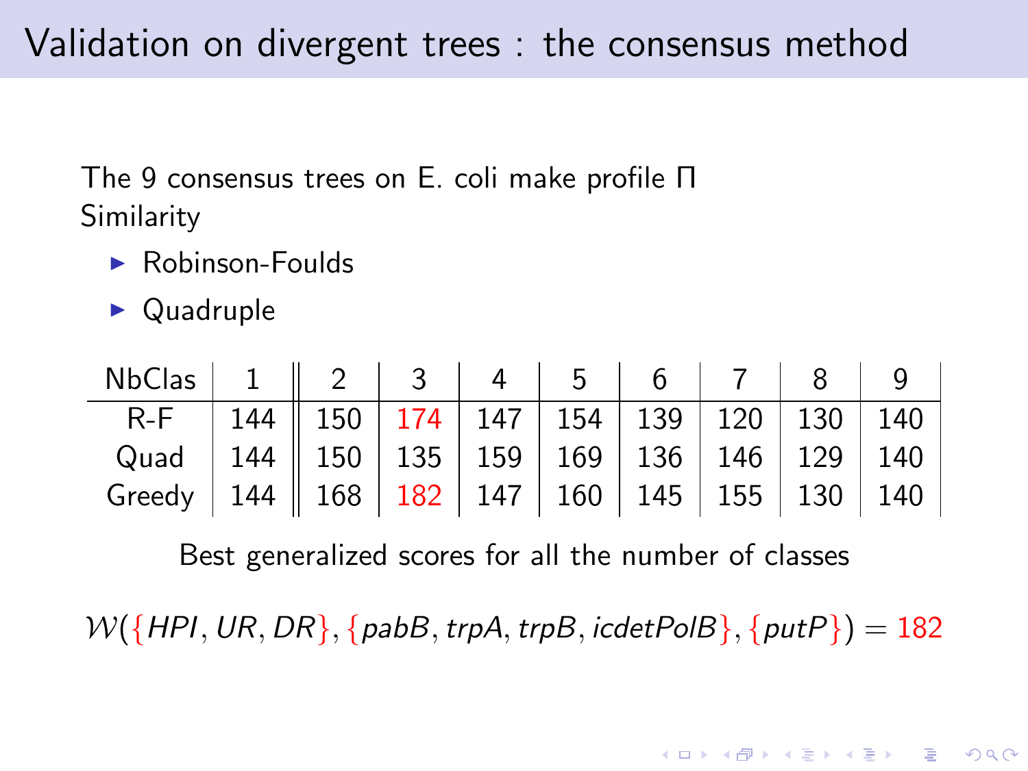# Validation on divergent trees : the consensus method

The 9 consensus trees on E. coli make profile Π
Similarity

- Robinson-Foulds
- Quadruple

| NbClas | 1 | 2 | 3 | 4 | 5 | 6 | 7 | 8 | 9 |
|---|---|---|---|---|---|---|---|---|---|
| R-F | 144 | 150 | 174 | 147 | 154 | 139 | 120 | 130 | 140 |
| Quad | 144 | 150 | 135 | 159 | 169 | 136 | 146 | 129 | 140 |
| Greedy | 144 | 168 | 182 | 147 | 160 | 145 | 155 | 130 | 140 |

Best generalized scores for all the number of classes

$$\mathcal{W}(\{HPI, UR, DR\}, \{pabB, trpA, trpB, icdetPolB\}, \{putP\}) = 182$$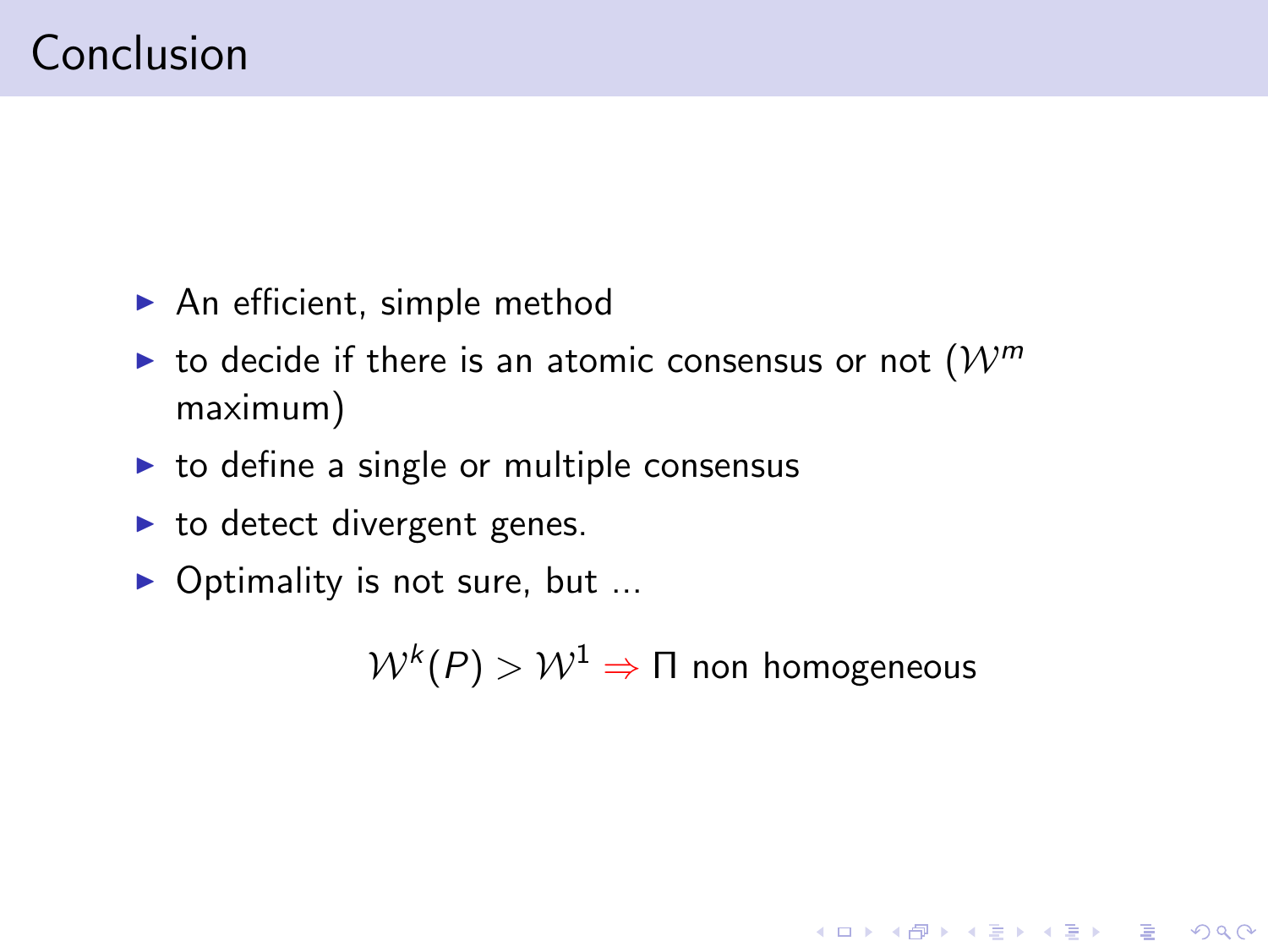# Conclusion

- An efficient, simple method
- to decide if there is an atomic consensus or not ($\mathcal{W}^m$ maximum)
- to define a single or multiple consensus
- to detect divergent genes.
- Optimality is not sure, but ...

$$\mathcal{W}^k(P) > \mathcal{W}^1 \Rightarrow \Pi \text{ non homogeneous}$$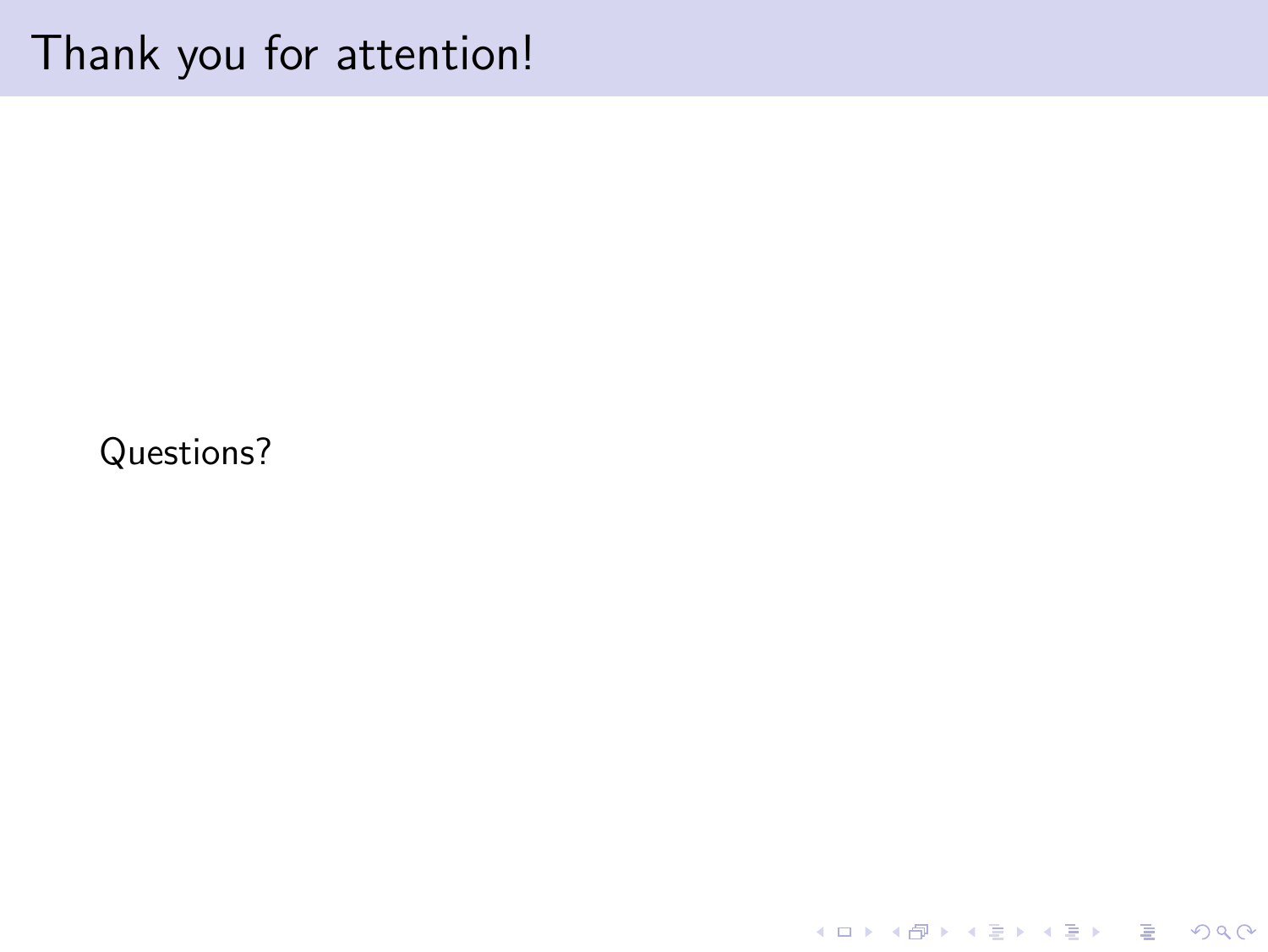# Thank you for attention!

Questions?